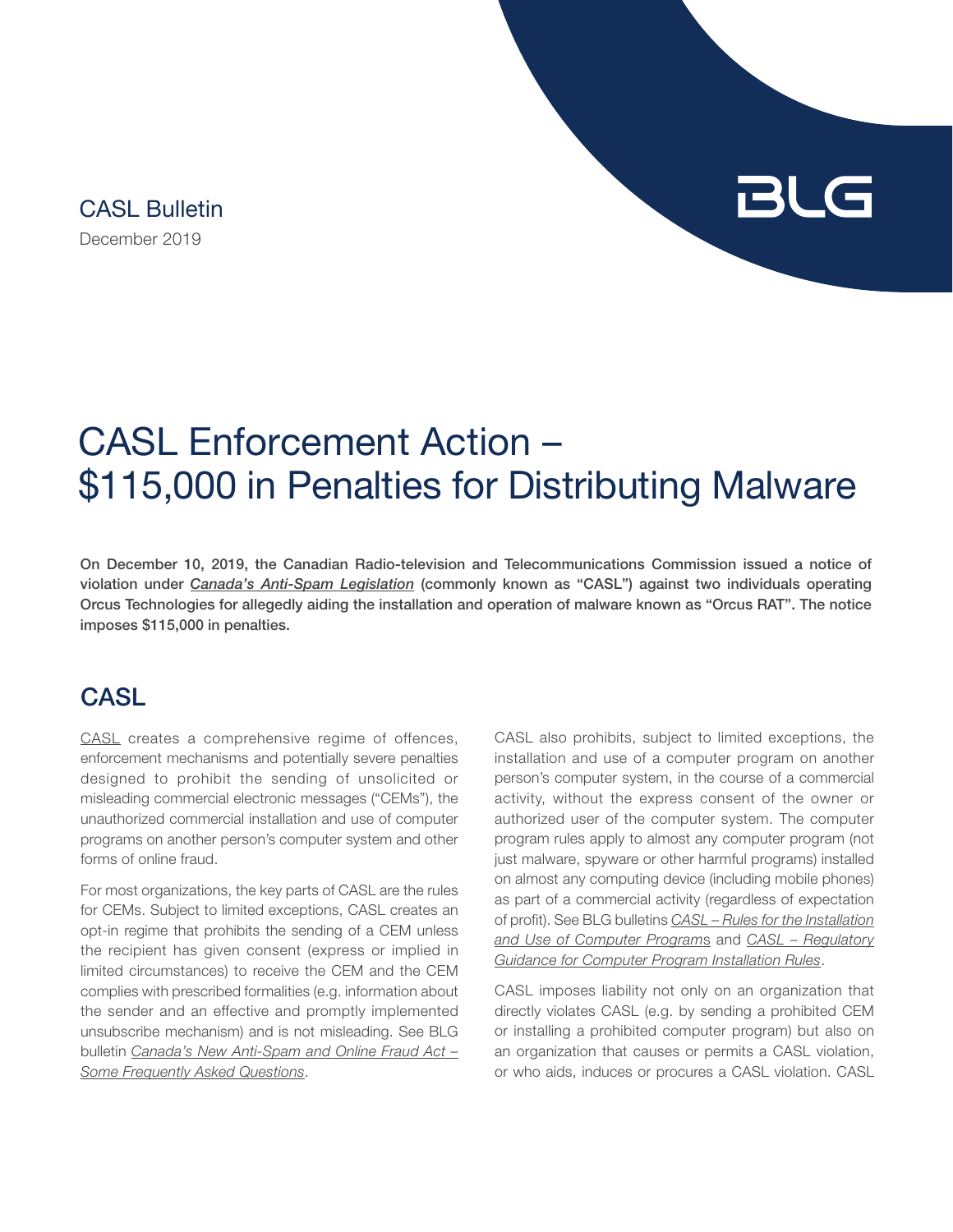CASL Bulletin

December 2019

# CASL Enforcement Action – $115,000 in Penalties for Distributing Malware

**On December 10, 2019, the Canadian Radio-television and Telecommunications Commission issued a notice of violation under *Canada's Anti-Spam Legislation* (commonly known as "CASL") against two individuals operating Orcus Technologies for allegedly aiding the installation and operation of malware known as "Orcus RAT". The notice imposes $115,000 in penalties.**

## CASL

CASL creates a comprehensive regime of offences, enforcement mechanisms and potentially severe penalties designed to prohibit the sending of unsolicited or misleading commercial electronic messages ("CEMs"), the unauthorized commercial installation and use of computer programs on another person's computer system and other forms of online fraud.

For most organizations, the key parts of CASL are the rules for CEMs. Subject to limited exceptions, CASL creates an opt-in regime that prohibits the sending of a CEM unless the recipient has given consent (express or implied in limited circumstances) to receive the CEM and the CEM complies with prescribed formalities (e.g. information about the sender and an effective and promptly implemented unsubscribe mechanism) and is not misleading. See BLG bulletin *Canada's New Anti-Spam and Online Fraud Act – Some Frequently Asked Questions*.

CASL also prohibits, subject to limited exceptions, the installation and use of a computer program on another person's computer system, in the course of a commercial activity, without the express consent of the owner or authorized user of the computer system. The computer program rules apply to almost any computer program (not just malware, spyware or other harmful programs) installed on almost any computing device (including mobile phones) as part of a commercial activity (regardless of expectation of profit). See BLG bulletins *CASL – Rules for the Installation and Use of Computer Programs* and *CASL – Regulatory Guidance for Computer Program Installation Rules*.

CASL imposes liability not only on an organization that directly violates CASL (e.g. by sending a prohibited CEM or installing a prohibited computer program) but also on an organization that causes or permits a CASL violation, or who aids, induces or procures a CASL violation. CASL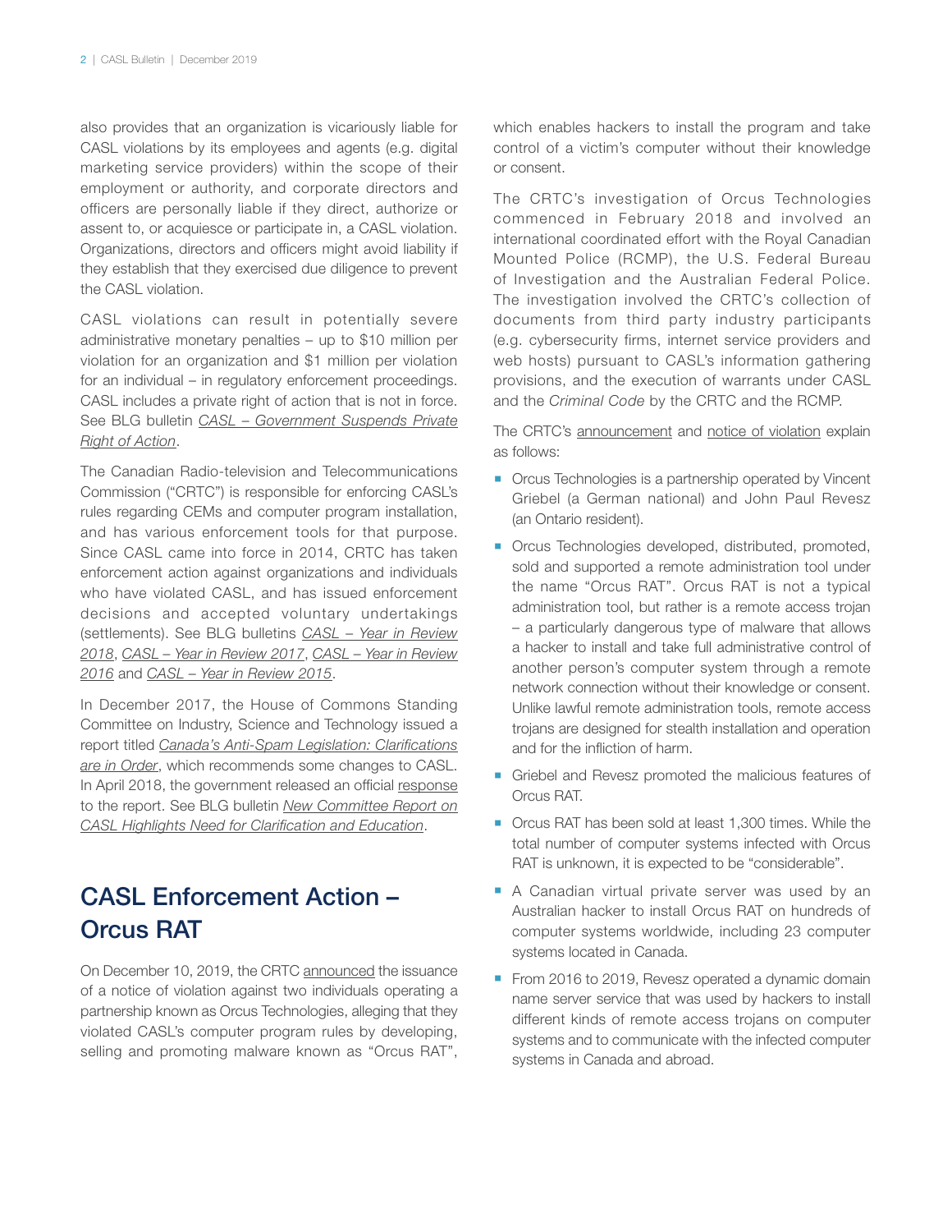also provides that an organization is vicariously liable for CASL violations by its employees and agents (e.g. digital marketing service providers) within the scope of their employment or authority, and corporate directors and officers are personally liable if they direct, authorize or assent to, or acquiesce or participate in, a CASL violation. Organizations, directors and officers might avoid liability if they establish that they exercised due diligence to prevent the CASL violation.

CASL violations can result in potentially severe administrative monetary penalties – up to $10 million per violation for an organization and $1 million per violation for an individual – in regulatory enforcement proceedings. CASL includes a private right of action that is not in force. See BLG bulletin *CASL – Government Suspends Private Right of Action*.

The Canadian Radio-television and Telecommunications Commission ("CRTC") is responsible for enforcing CASL's rules regarding CEMs and computer program installation, and has various enforcement tools for that purpose. Since CASL came into force in 2014, CRTC has taken enforcement action against organizations and individuals who have violated CASL, and has issued enforcement decisions and accepted voluntary undertakings (settlements). See BLG bulletins *CASL – Year in Review 2018*, *CASL – Year in Review 2017*, *CASL – Year in Review 2016* and *CASL – Year in Review 2015*.

In December 2017, the House of Commons Standing Committee on Industry, Science and Technology issued a report titled *Canada's Anti-Spam Legislation: Clarifications are in Order*, which recommends some changes to CASL. In April 2018, the government released an official response to the report. See BLG bulletin *New Committee Report on CASL Highlights Need for Clarification and Education*.

## CASL Enforcement Action – Orcus RAT

On December 10, 2019, the CRTC announced the issuance of a notice of violation against two individuals operating a partnership known as Orcus Technologies, alleging that they violated CASL's computer program rules by developing, selling and promoting malware known as "Orcus RAT", which enables hackers to install the program and take control of a victim's computer without their knowledge or consent.

The CRTC's investigation of Orcus Technologies commenced in February 2018 and involved an international coordinated effort with the Royal Canadian Mounted Police (RCMP), the U.S. Federal Bureau of Investigation and the Australian Federal Police. The investigation involved the CRTC's collection of documents from third party industry participants (e.g. cybersecurity firms, internet service providers and web hosts) pursuant to CASL's information gathering provisions, and the execution of warrants under CASL and the *Criminal Code* by the CRTC and the RCMP.

The CRTC's announcement and notice of violation explain as follows:

- Orcus Technologies is a partnership operated by Vincent Griebel (a German national) and John Paul Revesz (an Ontario resident).
- Orcus Technologies developed, distributed, promoted, sold and supported a remote administration tool under the name "Orcus RAT". Orcus RAT is not a typical administration tool, but rather is a remote access trojan – a particularly dangerous type of malware that allows a hacker to install and take full administrative control of another person's computer system through a remote network connection without their knowledge or consent. Unlike lawful remote administration tools, remote access trojans are designed for stealth installation and operation and for the infliction of harm.
- Griebel and Revesz promoted the malicious features of Orcus RAT.
- Orcus RAT has been sold at least 1,300 times. While the total number of computer systems infected with Orcus RAT is unknown, it is expected to be "considerable".
- A Canadian virtual private server was used by an Australian hacker to install Orcus RAT on hundreds of computer systems worldwide, including 23 computer systems located in Canada.
- From 2016 to 2019, Revesz operated a dynamic domain name server service that was used by hackers to install different kinds of remote access trojans on computer systems and to communicate with the infected computer systems in Canada and abroad.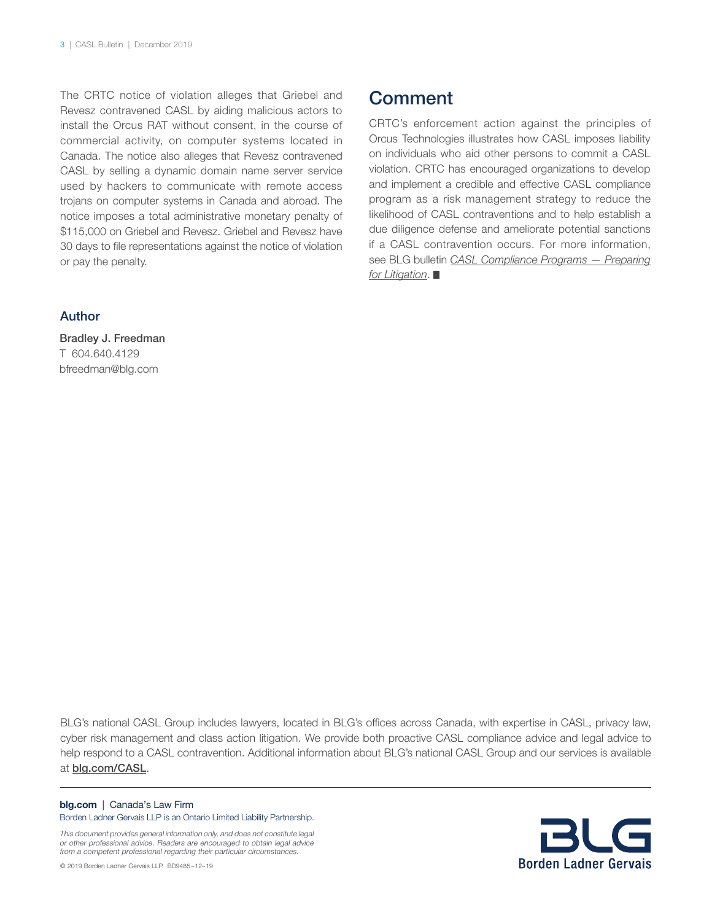The CRTC notice of violation alleges that Griebel and Revesz contravened CASL by aiding malicious actors to install the Orcus RAT without consent, in the course of commercial activity, on computer systems located in Canada. The notice also alleges that Revesz contravened CASL by selling a dynamic domain name server service used by hackers to communicate with remote access trojans on computer systems in Canada and abroad. The notice imposes a total administrative monetary penalty of $115,000 on Griebel and Revesz. Griebel and Revesz have 30 days to file representations against the notice of violation or pay the penalty.

## Comment

CRTC's enforcement action against the principles of Orcus Technologies illustrates how CASL imposes liability on individuals who aid other persons to commit a CASL violation. CRTC has encouraged organizations to develop and implement a credible and effective CASL compliance program as a risk management strategy to reduce the likelihood of CASL contraventions and to help establish a due diligence defense and ameliorate potential sanctions if a CASL contravention occurs. For more information, see BLG bulletin *CASL Compliance Programs — Preparing for Litigation*. ■

### Author

**Bradley J. Freedman**
T 604.640.4129
bfreedman@blg.com

BLG's national CASL Group includes lawyers, located in BLG's offices across Canada, with expertise in CASL, privacy law, cyber risk management and class action litigation. We provide both proactive CASL compliance advice and legal advice to help respond to a CASL contravention. Additional information about BLG's national CASL Group and our services is available at **blg.com/CASL**.

**blg.com** | Canada's Law Firm
Borden Ladner Gervais LLP is an Ontario Limited Liability Partnership.

*This document provides general information only, and does not constitute legal or other professional advice. Readers are encouraged to obtain legal advice from a competent professional regarding their particular circumstances.*

© 2019 Borden Ladner Gervais LLP. BD9485–12–19

BLG
Borden Ladner Gervais